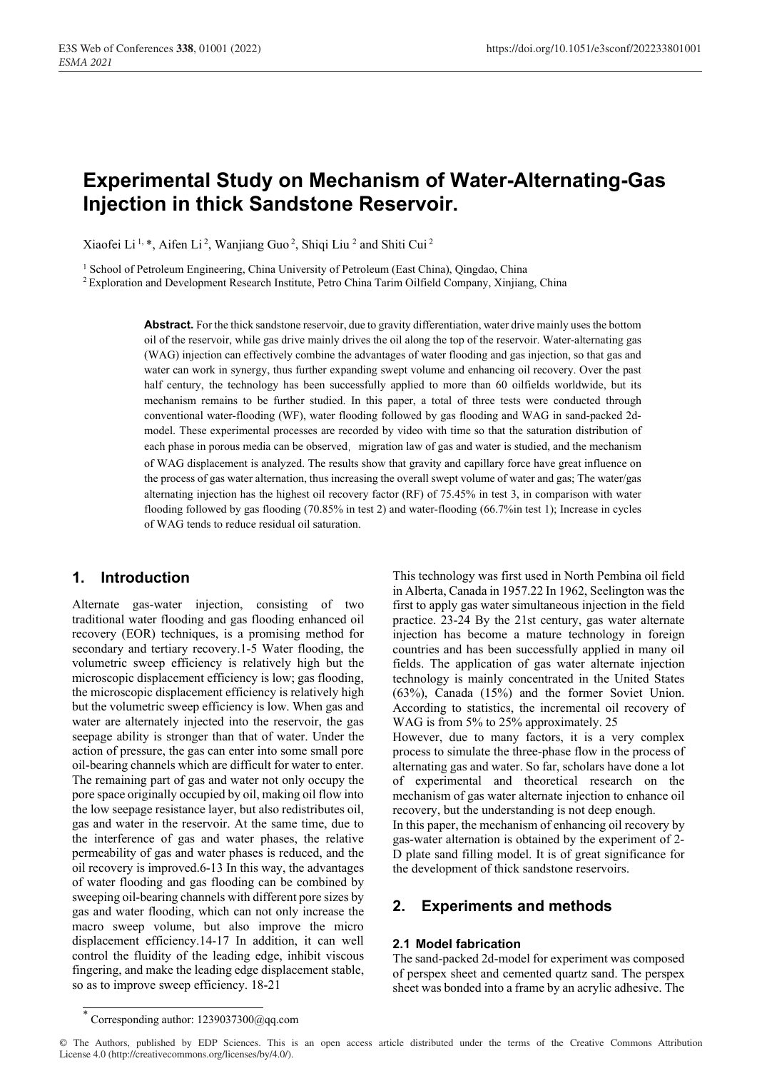# Experimental Study on Mechanism of Water-Alternating-Gas Injection in thick Sandstone Reservoir.

Xiaofei Li [1,*], Aifen Li [2], Wanjiang Guo [2], Shiqi Liu [2] and Shiti Cui [2]

[1] School of Petroleum Engineering, China University of Petroleum (East China), Qingdao, China

[2] Exploration and Development Research Institute, Petro China Tarim Oilfield Company, Xinjiang, China

**Abstract.** For the thick sandstone reservoir, due to gravity differentiation, water drive mainly uses the bottom oil of the reservoir, while gas drive mainly drives the oil along the top of the reservoir. Water-alternating gas (WAG) injection can effectively combine the advantages of water flooding and gas injection, so that gas and water can work in synergy, thus further expanding swept volume and enhancing oil recovery. Over the past half century, the technology has been successfully applied to more than 60 oilfields worldwide, but its mechanism remains to be further studied. In this paper, a total of three tests were conducted through conventional water-flooding (WF), water flooding followed by gas flooding and WAG in sand-packed 2d-model. These experimental processes are recorded by video with time so that the saturation distribution of each phase in porous media can be observed, migration law of gas and water is studied, and the mechanism of WAG displacement is analyzed. The results show that gravity and capillary force have great influence on the process of gas water alternation, thus increasing the overall swept volume of water and gas; The water/gas alternating injection has the highest oil recovery factor (RF) of 75.45% in test 3, in comparison with water flooding followed by gas flooding (70.85% in test 2) and water-flooding (66.7%in test 1); Increase in cycles of WAG tends to reduce residual oil saturation.

## 1. Introduction

Alternate gas-water injection, consisting of two traditional water flooding and gas flooding enhanced oil recovery (EOR) techniques, is a promising method for secondary and tertiary recovery.1-5 Water flooding, the volumetric sweep efficiency is relatively high but the microscopic displacement efficiency is low; gas flooding, the microscopic displacement efficiency is relatively high but the volumetric sweep efficiency is low. When gas and water are alternately injected into the reservoir, the gas seepage ability is stronger than that of water. Under the action of pressure, the gas can enter into some small pore oil-bearing channels which are difficult for water to enter. The remaining part of gas and water not only occupy the pore space originally occupied by oil, making oil flow into the low seepage resistance layer, but also redistributes oil, gas and water in the reservoir. At the same time, due to the interference of gas and water phases, the relative permeability of gas and water phases is reduced, and the oil recovery is improved.6-13 In this way, the advantages of water flooding and gas flooding can be combined by sweeping oil-bearing channels with different pore sizes by gas and water flooding, which can not only increase the macro sweep volume, but also improve the micro displacement efficiency.14-17 In addition, it can well control the fluidity of the leading edge, inhibit viscous fingering, and make the leading edge displacement stable, so as to improve sweep efficiency. 18-21

This technology was first used in North Pembina oil field in Alberta, Canada in 1957.22 In 1962, Seelington was the first to apply gas water simultaneous injection in the field practice. 23-24 By the 21st century, gas water alternate injection has become a mature technology in foreign countries and has been successfully applied in many oil fields. The application of gas water alternate injection technology is mainly concentrated in the United States (63%), Canada (15%) and the former Soviet Union. According to statistics, the incremental oil recovery of WAG is from 5% to 25% approximately. 25

However, due to many factors, it is a very complex process to simulate the three-phase flow in the process of alternating gas and water. So far, scholars have done a lot of experimental and theoretical research on the mechanism of gas water alternate injection to enhance oil recovery, but the understanding is not deep enough.

In this paper, the mechanism of enhancing oil recovery by gas-water alternation is obtained by the experiment of 2-D plate sand filling model. It is of great significance for the development of thick sandstone reservoirs.

## 2. Experiments and methods

### 2.1 Model fabrication

The sand-packed 2d-model for experiment was composed of perspex sheet and cemented quartz sand. The perspex sheet was bonded into a frame by an acrylic adhesive. The

* Corresponding author: 1239037300@qq.com

© The Authors, published by EDP Sciences. This is an open access article distributed under the terms of the Creative Commons Attribution License 4.0 (http://creativecommons.org/licenses/by/4.0/).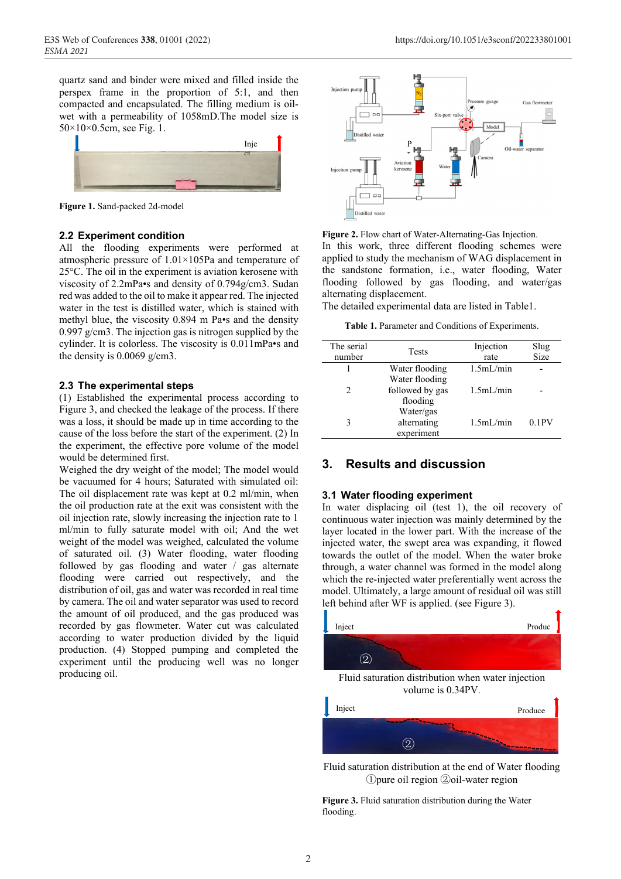quartz sand and binder were mixed and filled inside the perspex frame in the proportion of 5:1, and then compacted and encapsulated. The filling medium is oil-wet with a permeability of 1058mD.The model size is 50×10×0.5cm, see Fig. 1.

**Figure 1.** Sand-packed 2d-model

### 2.2 Experiment condition

All the flooding experiments were performed at atmospheric pressure of 1.01×105Pa and temperature of 25°C. The oil in the experiment is aviation kerosene with viscosity of 2.2mPa•s and density of 0.794g/cm3. Sudan red was added to the oil to make it appear red. The injected water in the test is distilled water, which is stained with methyl blue, the viscosity 0.894 m Pa•s and the density 0.997 g/cm3. The injection gas is nitrogen supplied by the cylinder. It is colorless. The viscosity is 0.011mPa•s and the density is 0.0069 g/cm3.

### 2.3 The experimental steps

(1) Established the experimental process according to Figure 3, and checked the leakage of the process. If there was a loss, it should be made up in time according to the cause of the loss before the start of the experiment. (2) In the experiment, the effective pore volume of the model would be determined first.

Weighed the dry weight of the model; The model would be vacuumed for 4 hours; Saturated with simulated oil: The oil displacement rate was kept at 0.2 ml/min, when the oil production rate at the exit was consistent with the oil injection rate, slowly increasing the injection rate to 1 ml/min to fully saturate model with oil; And the wet weight of the model was weighed, calculated the volume of saturated oil. (3) Water flooding, water flooding followed by gas flooding and water / gas alternate flooding were carried out respectively, and the distribution of oil, gas and water was recorded in real time by camera. The oil and water separator was used to record the amount of oil produced, and the gas produced was recorded by gas flowmeter. Water cut was calculated according to water production divided by the liquid production. (4) Stopped pumping and completed the experiment until the producing well was no longer producing oil.

**Figure 2.** Flow chart of Water-Alternating-Gas Injection.

In this work, three different flooding schemes were applied to study the mechanism of WAG displacement in the sandstone formation, i.e., water flooding, Water flooding followed by gas flooding, and water/gas alternating displacement.

The detailed experimental data are listed in Table1.

**Table 1.** Parameter and Conditions of Experiments.

| The serial number | Tests | Injection rate | Slug Size |
|---|---|---|---|
| 1 | Water flooding | 1.5mL/min | - |
| 2 | Water flooding followed by gas flooding | 1.5mL/min | - |
| 3 | Water/gas alternating experiment | 1.5mL/min | 0.1PV |

## 3. Results and discussion

### 3.1 Water flooding experiment

In water displacing oil (test 1), the oil recovery of continuous water injection was mainly determined by the layer located in the lower part. With the increase of the injected water, the swept area was expanding, it flowed towards the outlet of the model. When the water broke through, a water channel was formed in the model along which the re-injected water preferentially went across the model. Ultimately, a large amount of residual oil was still left behind after WF is applied. (see Figure 3).

Fluid saturation distribution when water injection volume is 0.34PV.

Fluid saturation distribution at the end of Water flooding
①pure oil region ②oil-water region

**Figure 3.** Fluid saturation distribution during the Water flooding.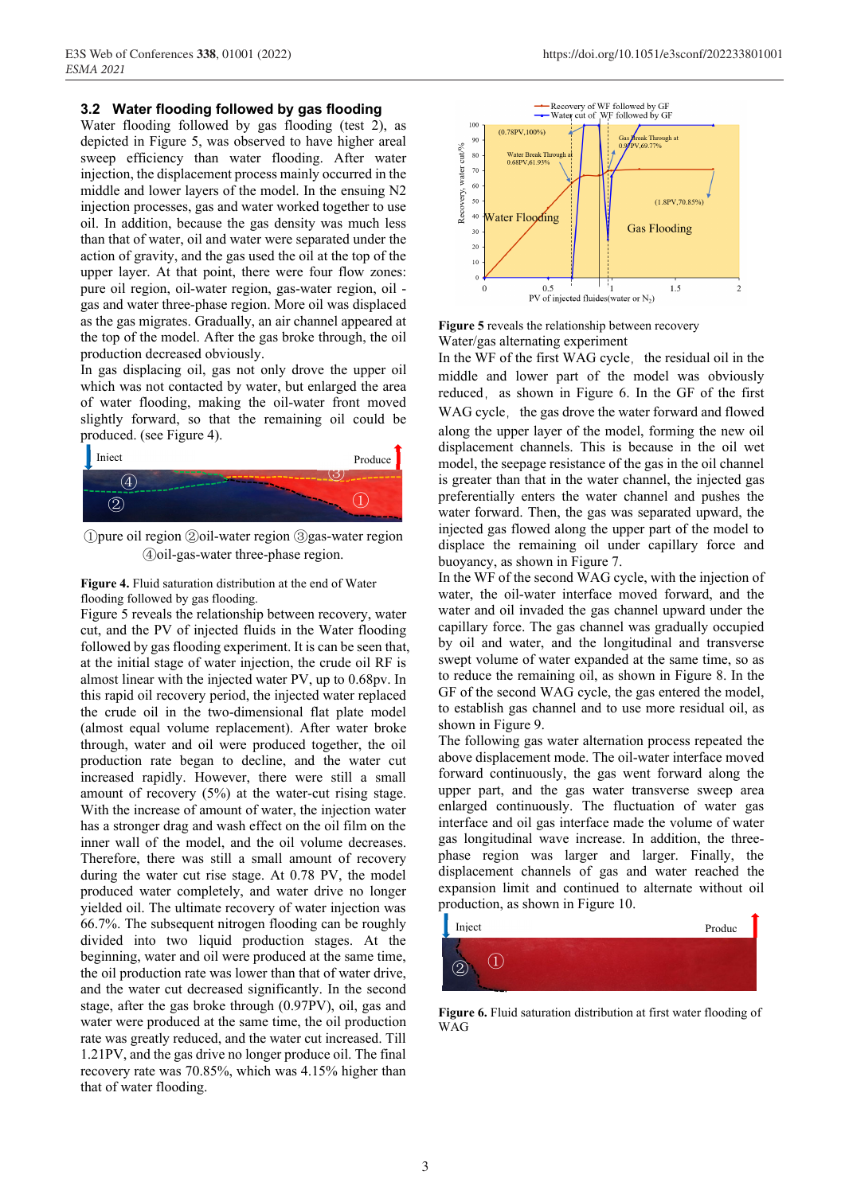### 3.2 Water flooding followed by gas flooding

Water flooding followed by gas flooding (test 2), as depicted in Figure 5, was observed to have higher areal sweep efficiency than water flooding. After water injection, the displacement process mainly occurred in the middle and lower layers of the model. In the ensuing N2 injection processes, gas and water worked together to use oil. In addition, because the gas density was much less than that of water, oil and water were separated under the action of gravity, and the gas used the oil at the top of the upper layer. At that point, there were four flow zones: pure oil region, oil-water region, gas-water region, oil - gas and water three-phase region. More oil was displaced as the gas migrates. Gradually, an air channel appeared at the top of the model. After the gas broke through, the oil production decreased obviously.

In gas displacing oil, gas not only drove the upper oil which was not contacted by water, but enlarged the area of water flooding, making the oil-water front moved slightly forward, so that the remaining oil could be produced. (see Figure 4).

①pure oil region ②oil-water region ③gas-water region ④oil-gas-water three-phase region.

**Figure 4.** Fluid saturation distribution at the end of Water flooding followed by gas flooding.

Figure 5 reveals the relationship between recovery, water cut, and the PV of injected fluids in the Water flooding followed by gas flooding experiment. It is can be seen that, at the initial stage of water injection, the crude oil RF is almost linear with the injected water PV, up to 0.68pv. In this rapid oil recovery period, the injected water replaced the crude oil in the two-dimensional flat plate model (almost equal volume replacement). After water broke through, water and oil were produced together, the oil production rate began to decline, and the water cut increased rapidly. However, there were still a small amount of recovery (5%) at the water-cut rising stage. With the increase of amount of water, the injection water has a stronger drag and wash effect on the oil film on the inner wall of the model, and the oil volume decreases. Therefore, there was still a small amount of recovery during the water cut rise stage. At 0.78 PV, the model produced water completely, and water drive no longer yielded oil. The ultimate recovery of water injection was 66.7%. The subsequent nitrogen flooding can be roughly divided into two liquid production stages. At the beginning, water and oil were produced at the same time, the oil production rate was lower than that of water drive, and the water cut decreased significantly. In the second stage, after the gas broke through (0.97PV), oil, gas and water were produced at the same time, the oil production rate was greatly reduced, and the water cut increased. Till 1.21PV, and the gas drive no longer produce oil. The final recovery rate was 70.85%, which was 4.15% higher than that of water flooding.

**Figure 5** reveals the relationship between recovery Water/gas alternating experiment

In the WF of the first WAG cycle, the residual oil in the middle and lower part of the model was obviously reduced, as shown in Figure 6. In the GF of the first WAG cycle, the gas drove the water forward and flowed along the upper layer of the model, forming the new oil displacement channels. This is because in the oil wet model, the seepage resistance of the gas in the oil channel is greater than that in the water channel, the injected gas preferentially enters the water channel and pushes the water forward. Then, the gas was separated upward, the injected gas flowed along the upper part of the model to displace the remaining oil under capillary force and buoyancy, as shown in Figure 7.

In the WF of the second WAG cycle, with the injection of water, the oil-water interface moved forward, and the water and oil invaded the gas channel upward under the capillary force. The gas channel was gradually occupied by oil and water, and the longitudinal and transverse swept volume of water expanded at the same time, so as to reduce the remaining oil, as shown in Figure 8. In the GF of the second WAG cycle, the gas entered the model, to establish gas channel and to use more residual oil, as shown in Figure 9.

The following gas water alternation process repeated the above displacement mode. The oil-water interface moved forward continuously, the gas went forward along the upper part, and the gas water transverse sweep area enlarged continuously. The fluctuation of water gas interface and oil gas interface made the volume of water gas longitudinal wave increase. In addition, the three-phase region was larger and larger. Finally, the displacement channels of gas and water reached the expansion limit and continued to alternate without oil production, as shown in Figure 10.

**Figure 6.** Fluid saturation distribution at first water flooding of WAG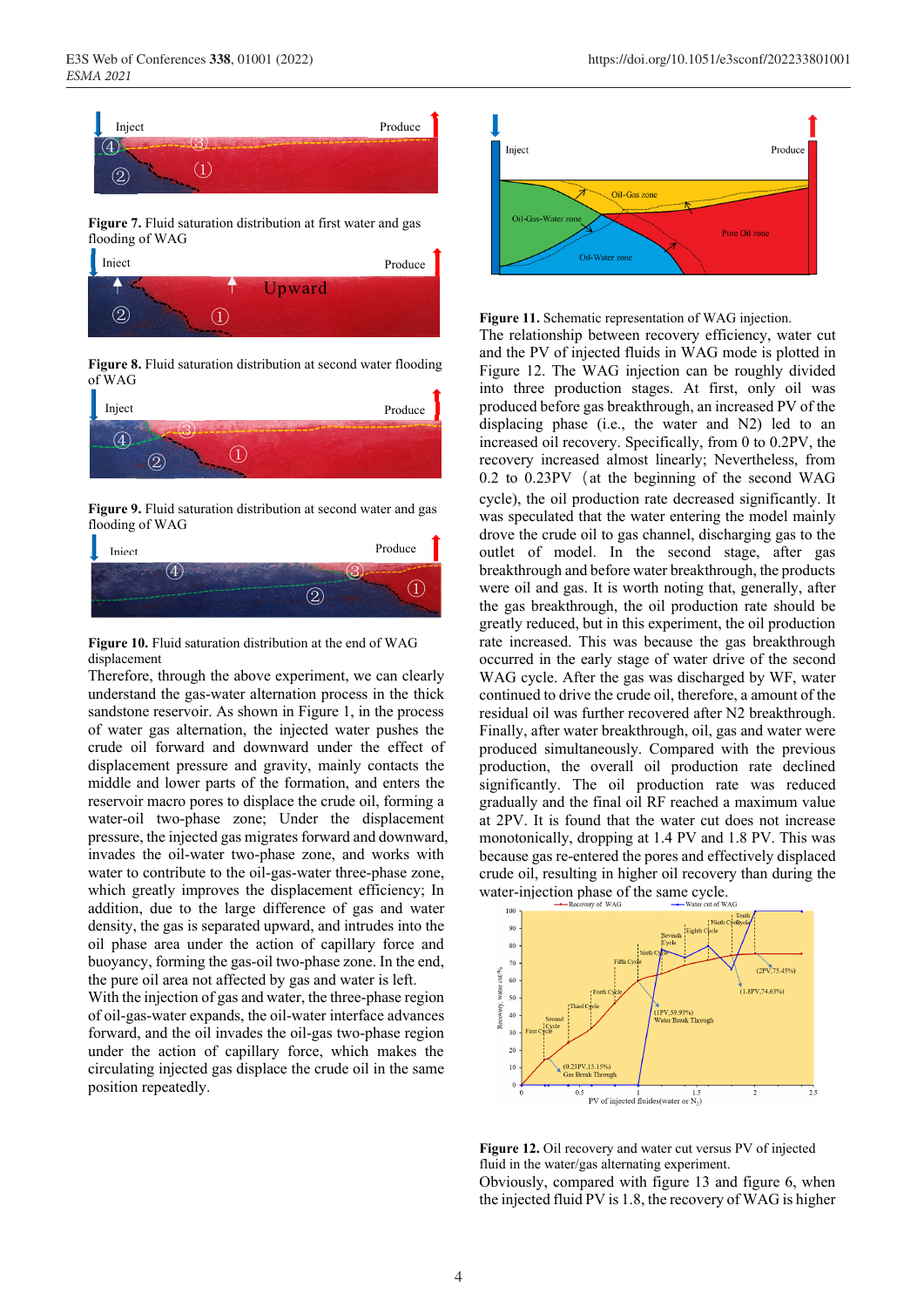**Figure 7.** Fluid saturation distribution at first water and gas flooding of WAG

**Figure 8.** Fluid saturation distribution at second water flooding of WAG

**Figure 9.** Fluid saturation distribution at second water and gas flooding of WAG

**Figure 10.** Fluid saturation distribution at the end of WAG displacement

Therefore, through the above experiment, we can clearly understand the gas-water alternation process in the thick sandstone reservoir. As shown in Figure 1, in the process of water gas alternation, the injected water pushes the crude oil forward and downward under the effect of displacement pressure and gravity, mainly contacts the middle and lower parts of the formation, and enters the reservoir macro pores to displace the crude oil, forming a water-oil two-phase zone; Under the displacement pressure, the injected gas migrates forward and downward, invades the oil-water two-phase zone, and works with water to contribute to the oil-gas-water three-phase zone, which greatly improves the displacement efficiency; In addition, due to the large difference of gas and water density, the gas is separated upward, and intrudes into the oil phase area under the action of capillary force and buoyancy, forming the gas-oil two-phase zone. In the end, the pure oil area not affected by gas and water is left.

With the injection of gas and water, the three-phase region of oil-gas-water expands, the oil-water interface advances forward, and the oil invades the oil-gas two-phase region under the action of capillary force, which makes the circulating injected gas displace the crude oil in the same position repeatedly.

**Figure 11.** Schematic representation of WAG injection.

The relationship between recovery efficiency, water cut and the PV of injected fluids in WAG mode is plotted in Figure 12. The WAG injection can be roughly divided into three production stages. At first, only oil was produced before gas breakthrough, an increased PV of the displacing phase (i.e., the water and N2) led to an increased oil recovery. Specifically, from 0 to 0.2PV, the recovery increased almost linearly; Nevertheless, from 0.2 to 0.23PV （at the beginning of the second WAG cycle), the oil production rate decreased significantly. It was speculated that the water entering the model mainly drove the crude oil to gas channel, discharging gas to the outlet of model. In the second stage, after gas breakthrough and before water breakthrough, the products were oil and gas. It is worth noting that, generally, after the gas breakthrough, the oil production rate should be greatly reduced, but in this experiment, the oil production rate increased. This was because the gas breakthrough occurred in the early stage of water drive of the second WAG cycle. After the gas was discharged by WF, water continued to drive the crude oil, therefore, a amount of the residual oil was further recovered after N2 breakthrough. Finally, after water breakthrough, oil, gas and water were produced simultaneously. Compared with the previous production, the overall oil production rate declined significantly. The oil production rate was reduced gradually and the final oil RF reached a maximum value at 2PV. It is found that the water cut does not increase monotonically, dropping at 1.4 PV and 1.8 PV. This was because gas re-entered the pores and effectively displaced crude oil, resulting in higher oil recovery than during the water-injection phase of the same cycle.

**Figure 12.** Oil recovery and water cut versus PV of injected fluid in the water/gas alternating experiment.

Obviously, compared with figure 13 and figure 6, when the injected fluid PV is 1.8, the recovery of WAG is higher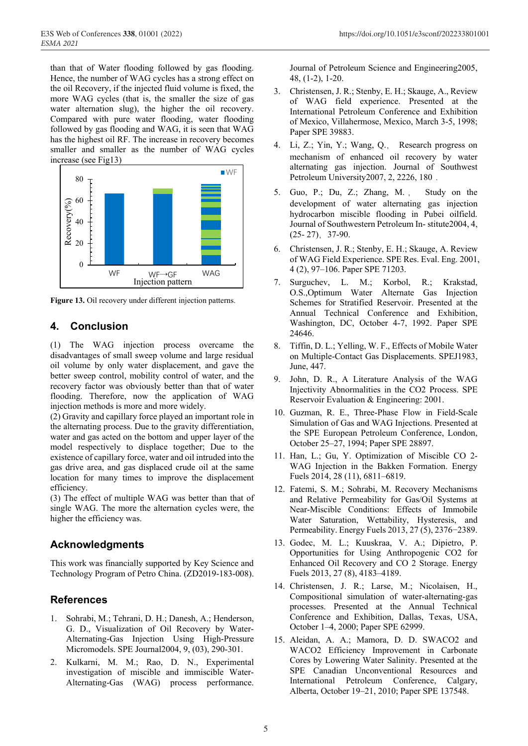than that of Water flooding followed by gas flooding. Hence, the number of WAG cycles has a strong effect on the oil Recovery, if the injected fluid volume is fixed, the more WAG cycles (that is, the smaller the size of gas water alternation slug), the higher the oil recovery. Compared with pure water flooding, water flooding followed by gas flooding and WAG, it is seen that WAG has the highest oil RF. The increase in recovery becomes smaller and smaller as the number of WAG cycles increase (see Fig13)

**Figure 13.** Oil recovery under different injection patterns.

## 4. Conclusion

(1) The WAG injection process overcame the disadvantages of small sweep volume and large residual oil volume by only water displacement, and gave the better sweep control, mobility control of water, and the recovery factor was obviously better than that of water flooding. Therefore, now the application of WAG injection methods is more and more widely.

(2) Gravity and capillary force played an important role in the alternating process. Due to the gravity differentiation, water and gas acted on the bottom and upper layer of the model respectively to displace together; Due to the existence of capillary force, water and oil intruded into the gas drive area, and gas displaced crude oil at the same location for many times to improve the displacement efficiency.

(3) The effect of multiple WAG was better than that of single WAG. The more the alternation cycles were, the higher the efficiency was.

## Acknowledgments

This work was financially supported by Key Science and Technology Program of Petro China. (ZD2019-183-008).

## References

1. Sohrabi, M.; Tehrani, D. H.; Danesh, A.; Henderson, G. D., Visualization of Oil Recovery by Water-Alternating-Gas Injection Using High-Pressure Micromodels. SPE Journal2004, 9, (03), 290-301.
2. Kulkarni, M. M.; Rao, D. N., Experimental investigation of miscible and immiscible Water-Alternating-Gas (WAG) process performance. Journal of Petroleum Science and Engineering2005, 48, (1-2), 1-20.
3. Christensen, J. R.; Stenby, E. H.; Skauge, A., Review of WAG field experience. Presented at the International Petroleum Conference and Exhibition of Mexico, Villahermose, Mexico, March 3-5, 1998; Paper SPE 39883.
4. Li, Z.; Yin, Y.; Wang, Q.， Research progress on mechanism of enhanced oil recovery by water alternating gas injection. Journal of Southwest Petroleum University2007, 2, 2226, 180．
5. Guo, P.; Du, Z.; Zhang, M.， Study on the development of water alternating gas injection hydrocarbon miscible flooding in Pubei oilfield. Journal of Southwestern Petroleum In- stitute2004, 4, (25- 27)，37-90.
6. Christensen, J. R.; Stenby, E. H.; Skauge, A. Review of WAG Field Experience. SPE Res. Eval. Eng. 2001, 4 (2), 97–106. Paper SPE 71203.
7. Surguchev, L. M.; Korbol, R.; Krakstad, O.S.,Optimum Water Alternate Gas Injection Schemes for Stratified Reservoir. Presented at the Annual Technical Conference and Exhibition, Washington, DC, October 4-7, 1992. Paper SPE 24646.
8. Tiffin, D. L.; Yelling, W. F., Effects of Mobile Water on Multiple-Contact Gas Displacements. SPEJ1983, June, 447.
9. John, D. R., A Literature Analysis of the WAG Injectivity Abnormalities in the CO2 Process. SPE Reservoir Evaluation & Engineering: 2001.
10. Guzman, R. E., Three-Phase Flow in Field-Scale Simulation of Gas and WAG Injections. Presented at the SPE European Petroleum Conference, London, October 25–27, 1994; Paper SPE 28897.
11. Han, L.; Gu, Y. Optimization of Miscible CO 2-WAG Injection in the Bakken Formation. Energy Fuels 2014, 28 (11), 6811–6819.
12. Fatemi, S. M.; Sohrabi, M. Recovery Mechanisms and Relative Permeability for Gas/Oil Systems at Near-Miscible Conditions: Effects of Immobile Water Saturation, Wettability, Hysteresis, and Permeability. Energy Fuels 2013, 27 (5), 2376−2389.
13. Godec, M. L.; Kuuskraa, V. A.; Dipietro, P. Opportunities for Using Anthropogenic CO2 for Enhanced Oil Recovery and CO 2 Storage. Energy Fuels 2013, 27 (8), 4183–4189.
14. Christensen, J. R.; Larse, M.; Nicolaisen, H., Compositional simulation of water-alternating-gas processes. Presented at the Annual Technical Conference and Exhibition, Dallas, Texas, USA, October 1–4, 2000; Paper SPE 62999.
15. Aleidan, A. A.; Mamora, D. D. SWACO2 and WACO2 Efficiency Improvement in Carbonate Cores by Lowering Water Salinity. Presented at the SPE Canadian Unconventional Resources and International Petroleum Conference, Calgary, Alberta, October 19–21, 2010; Paper SPE 137548.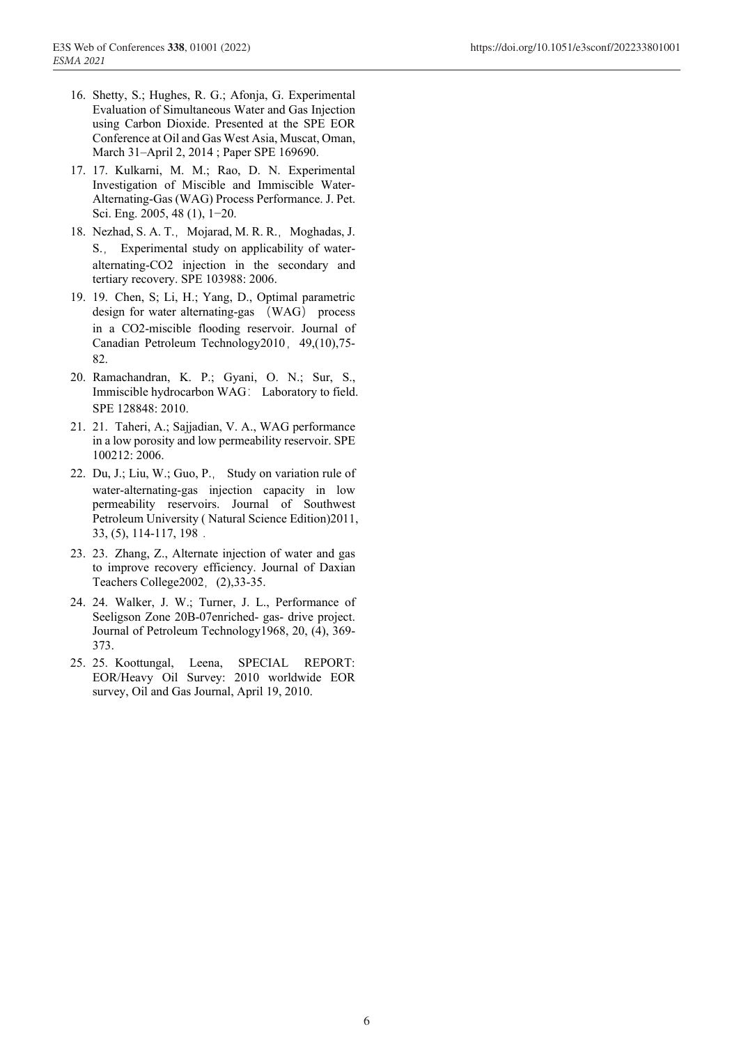16. Shetty, S.; Hughes, R. G.; Afonja, G. Experimental Evaluation of Simultaneous Water and Gas Injection using Carbon Dioxide. Presented at the SPE EOR Conference at Oil and Gas West Asia, Muscat, Oman, March 31–April 2, 2014 ; Paper SPE 169690.
17. 17. Kulkarni, M. M.; Rao, D. N. Experimental Investigation of Miscible and Immiscible Water-Alternating-Gas (WAG) Process Performance. J. Pet. Sci. Eng. 2005, 48 (1), 1−20.
18. Nezhad, S. A. T.，Mojarad, M. R. R.，Moghadas, J. S.， Experimental study on applicability of water-alternating-CO2 injection in the secondary and tertiary recovery. SPE 103988: 2006.
19. 19. Chen, S; Li, H.; Yang, D., Optimal parametric design for water alternating-gas （WAG） process in a CO2-miscible flooding reservoir. Journal of Canadian Petroleum Technology2010，49,(10),75-82.
20. Ramachandran, K. P.; Gyani, O. N.; Sur, S., Immiscible hydrocarbon WAG： Laboratory to field. SPE 128848: 2010.
21. 21. Taheri, A.; Sajjadian, V. A., WAG performance in a low porosity and low permeability reservoir. SPE 100212: 2006.
22. Du, J.; Liu, W.; Guo, P.， Study on variation rule of water-alternating-gas injection capacity in low permeability reservoirs. Journal of Southwest Petroleum University ( Natural Science Edition)2011, 33, (5), 114-117, 198 .
23. 23. Zhang, Z., Alternate injection of water and gas to improve recovery efficiency. Journal of Daxian Teachers College2002，(2),33-35.
24. 24. Walker, J. W.; Turner, J. L., Performance of Seeligson Zone 20B-07enriched- gas- drive project. Journal of Petroleum Technology1968, 20, (4), 369-373.
25. 25. Koottungal, Leena, SPECIAL REPORT: EOR/Heavy Oil Survey: 2010 worldwide EOR survey, Oil and Gas Journal, April 19, 2010.